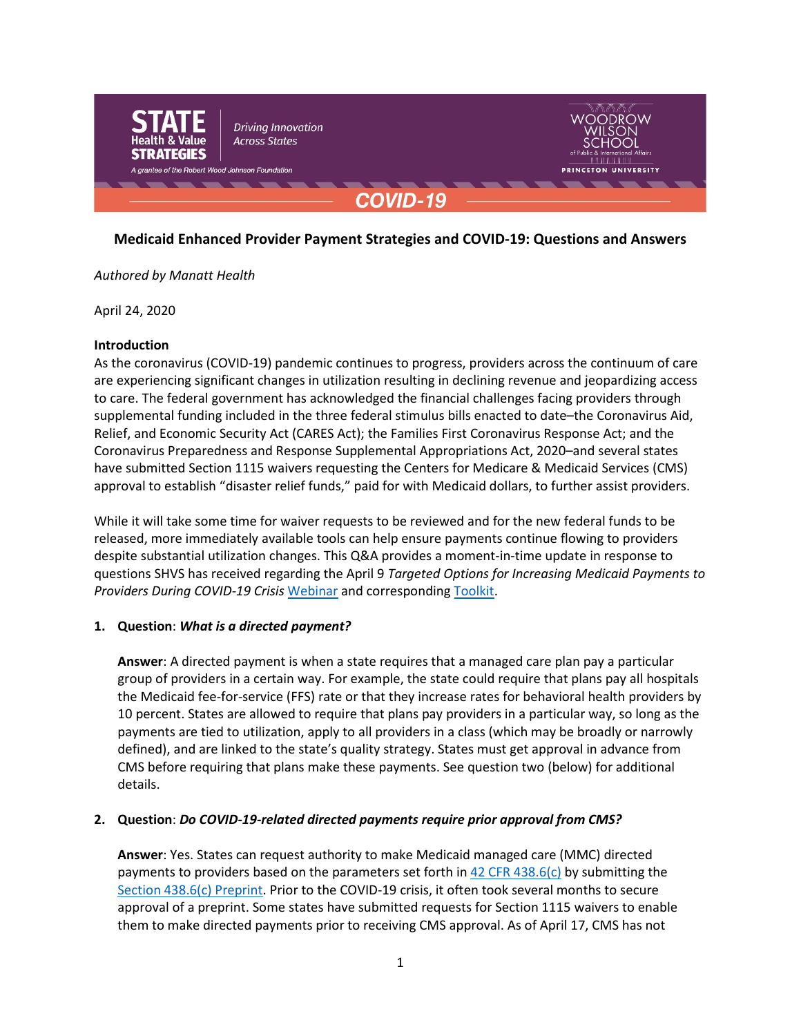STATE Health & Value STRATEGIES — Driving Innovation Across States — A grantee of the Robert Wood Johnson Foundation

WOODROW WILSON SCHOOL of Public & International Affairs — PRINCETON UNIVERSITY

COVID-19

# Medicaid Enhanced Provider Payment Strategies and COVID-19: Questions and Answers

*Authored by Manatt Health*

April 24, 2020

## Introduction

As the coronavirus (COVID-19) pandemic continues to progress, providers across the continuum of care are experiencing significant changes in utilization resulting in declining revenue and jeopardizing access to care. The federal government has acknowledged the financial challenges facing providers through supplemental funding included in the three federal stimulus bills enacted to date–the Coronavirus Aid, Relief, and Economic Security Act (CARES Act); the Families First Coronavirus Response Act; and the Coronavirus Preparedness and Response Supplemental Appropriations Act, 2020–and several states have submitted Section 1115 waivers requesting the Centers for Medicare & Medicaid Services (CMS) approval to establish "disaster relief funds," paid for with Medicaid dollars, to further assist providers.

While it will take some time for waiver requests to be reviewed and for the new federal funds to be released, more immediately available tools can help ensure payments continue flowing to providers despite substantial utilization changes. This Q&A provides a moment-in-time update in response to questions SHVS has received regarding the April 9 *Targeted Options for Increasing Medicaid Payments to Providers During COVID-19 Crisis* Webinar and corresponding Toolkit.

1. **Question**: ***What is a directed payment?***

   **Answer**: A directed payment is when a state requires that a managed care plan pay a particular group of providers in a certain way. For example, the state could require that plans pay all hospitals the Medicaid fee-for-service (FFS) rate or that they increase rates for behavioral health providers by 10 percent. States are allowed to require that plans pay providers in a particular way, so long as the payments are tied to utilization, apply to all providers in a class (which may be broadly or narrowly defined), and are linked to the state's quality strategy. States must get approval in advance from CMS before requiring that plans make these payments. See question two (below) for additional details.

2. **Question**: ***Do COVID-19-related directed payments require prior approval from CMS?***

   **Answer**: Yes. States can request authority to make Medicaid managed care (MMC) directed payments to providers based on the parameters set forth in 42 CFR 438.6(c) by submitting the Section 438.6(c) Preprint. Prior to the COVID-19 crisis, it often took several months to secure approval of a preprint. Some states have submitted requests for Section 1115 waivers to enable them to make directed payments prior to receiving CMS approval. As of April 17, CMS has not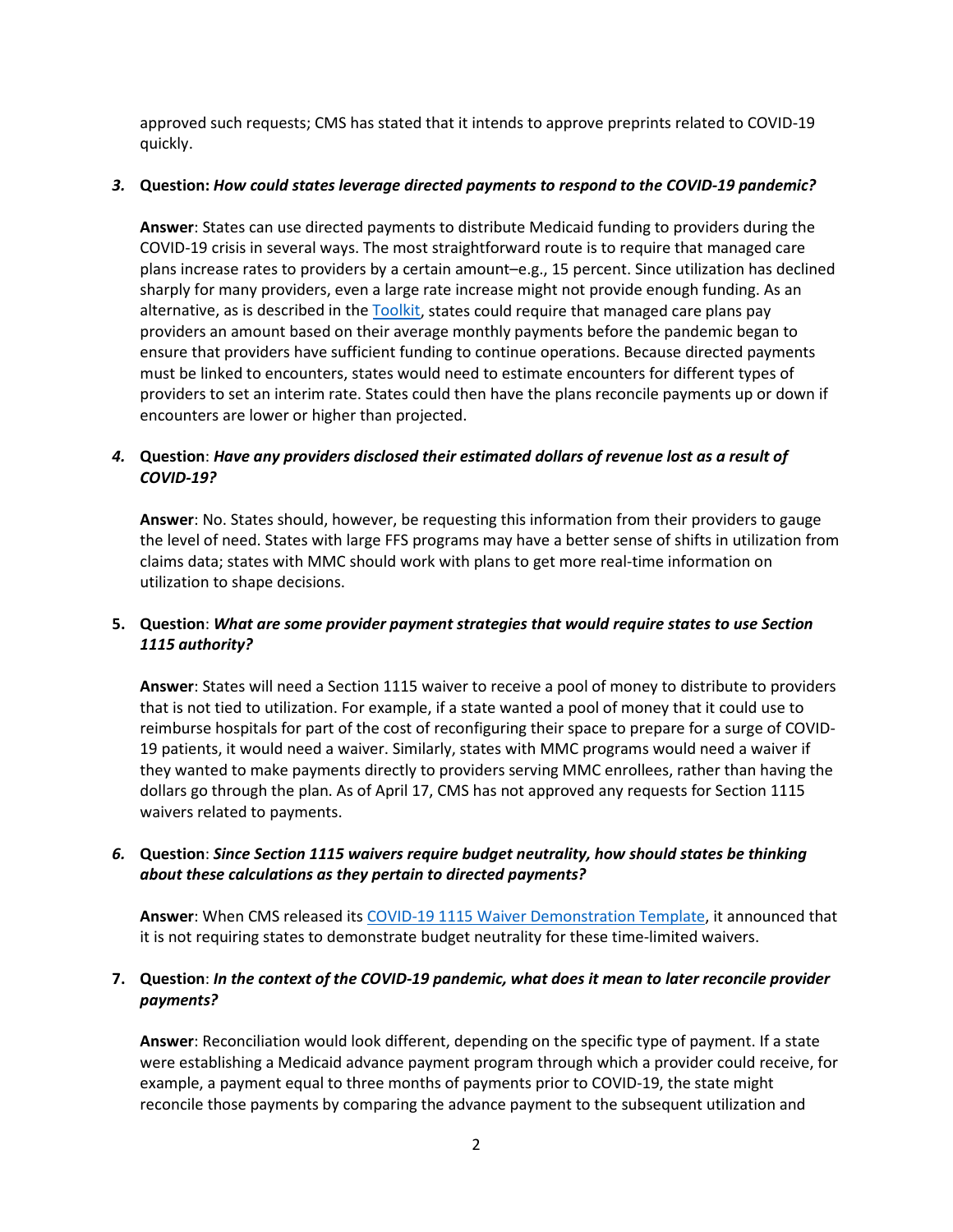approved such requests; CMS has stated that it intends to approve preprints related to COVID-19 quickly.

3. **Question:** ***How could states leverage directed payments to respond to the COVID-19 pandemic?***

   **Answer**: States can use directed payments to distribute Medicaid funding to providers during the COVID-19 crisis in several ways. The most straightforward route is to require that managed care plans increase rates to providers by a certain amount–e.g., 15 percent. Since utilization has declined sharply for many providers, even a large rate increase might not provide enough funding. As an alternative, as is described in the Toolkit, states could require that managed care plans pay providers an amount based on their average monthly payments before the pandemic began to ensure that providers have sufficient funding to continue operations. Because directed payments must be linked to encounters, states would need to estimate encounters for different types of providers to set an interim rate. States could then have the plans reconcile payments up or down if encounters are lower or higher than projected.

4. **Question**: ***Have any providers disclosed their estimated dollars of revenue lost as a result of COVID-19?***

   **Answer**: No. States should, however, be requesting this information from their providers to gauge the level of need. States with large FFS programs may have a better sense of shifts in utilization from claims data; states with MMC should work with plans to get more real-time information on utilization to shape decisions.

5. **Question**: ***What are some provider payment strategies that would require states to use Section 1115 authority?***

   **Answer**: States will need a Section 1115 waiver to receive a pool of money to distribute to providers that is not tied to utilization. For example, if a state wanted a pool of money that it could use to reimburse hospitals for part of the cost of reconfiguring their space to prepare for a surge of COVID-19 patients, it would need a waiver. Similarly, states with MMC programs would need a waiver if they wanted to make payments directly to providers serving MMC enrollees, rather than having the dollars go through the plan. As of April 17, CMS has not approved any requests for Section 1115 waivers related to payments.

6. **Question**: ***Since Section 1115 waivers require budget neutrality, how should states be thinking about these calculations as they pertain to directed payments?***

   **Answer**: When CMS released its COVID-19 1115 Waiver Demonstration Template, it announced that it is not requiring states to demonstrate budget neutrality for these time-limited waivers.

7. **Question**: ***In the context of the COVID-19 pandemic, what does it mean to later reconcile provider payments?***

   **Answer**: Reconciliation would look different, depending on the specific type of payment. If a state were establishing a Medicaid advance payment program through which a provider could receive, for example, a payment equal to three months of payments prior to COVID-19, the state might reconcile those payments by comparing the advance payment to the subsequent utilization and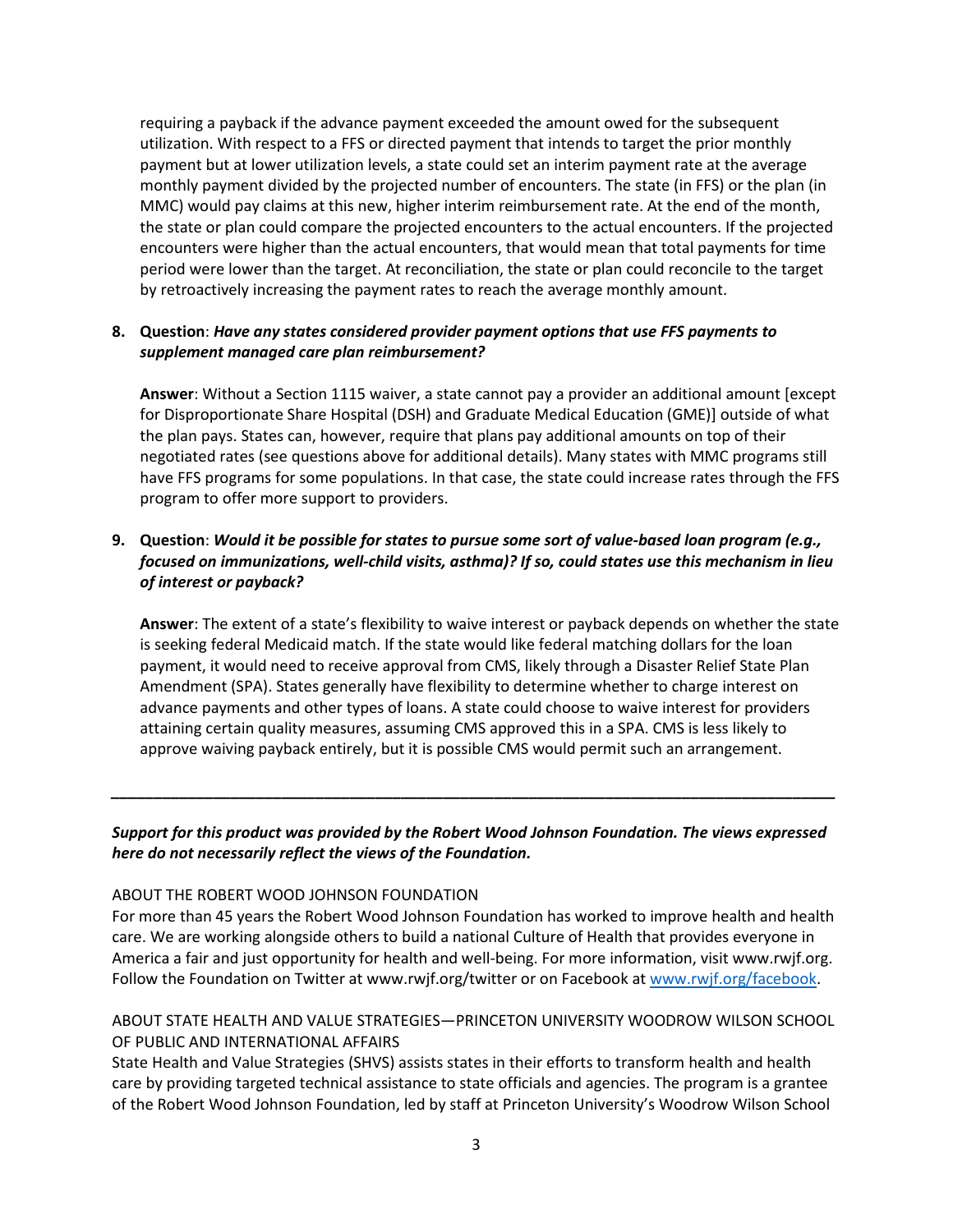requiring a payback if the advance payment exceeded the amount owed for the subsequent utilization. With respect to a FFS or directed payment that intends to target the prior monthly payment but at lower utilization levels, a state could set an interim payment rate at the average monthly payment divided by the projected number of encounters. The state (in FFS) or the plan (in MMC) would pay claims at this new, higher interim reimbursement rate. At the end of the month, the state or plan could compare the projected encounters to the actual encounters. If the projected encounters were higher than the actual encounters, that would mean that total payments for time period were lower than the target. At reconciliation, the state or plan could reconcile to the target by retroactively increasing the payment rates to reach the average monthly amount.

8. **Question**: ***Have any states considered provider payment options that use FFS payments to supplement managed care plan reimbursement?***

   **Answer**: Without a Section 1115 waiver, a state cannot pay a provider an additional amount [except for Disproportionate Share Hospital (DSH) and Graduate Medical Education (GME)] outside of what the plan pays. States can, however, require that plans pay additional amounts on top of their negotiated rates (see questions above for additional details). Many states with MMC programs still have FFS programs for some populations. In that case, the state could increase rates through the FFS program to offer more support to providers.

9. **Question**: ***Would it be possible for states to pursue some sort of value-based loan program (e.g., focused on immunizations, well-child visits, asthma)? If so, could states use this mechanism in lieu of interest or payback?***

   **Answer**: The extent of a state's flexibility to waive interest or payback depends on whether the state is seeking federal Medicaid match. If the state would like federal matching dollars for the loan payment, it would need to receive approval from CMS, likely through a Disaster Relief State Plan Amendment (SPA). States generally have flexibility to determine whether to charge interest on advance payments and other types of loans. A state could choose to waive interest for providers attaining certain quality measures, assuming CMS approved this in a SPA. CMS is less likely to approve waiving payback entirely, but it is possible CMS would permit such an arrangement.

---

***Support for this product was provided by the Robert Wood Johnson Foundation. The views expressed here do not necessarily reflect the views of the Foundation.***

ABOUT THE ROBERT WOOD JOHNSON FOUNDATION
For more than 45 years the Robert Wood Johnson Foundation has worked to improve health and health care. We are working alongside others to build a national Culture of Health that provides everyone in America a fair and just opportunity for health and well-being. For more information, visit www.rwjf.org. Follow the Foundation on Twitter at www.rwjf.org/twitter or on Facebook at www.rwjf.org/facebook.

ABOUT STATE HEALTH AND VALUE STRATEGIES—PRINCETON UNIVERSITY WOODROW WILSON SCHOOL OF PUBLIC AND INTERNATIONAL AFFAIRS
State Health and Value Strategies (SHVS) assists states in their efforts to transform health and health care by providing targeted technical assistance to state officials and agencies. The program is a grantee of the Robert Wood Johnson Foundation, led by staff at Princeton University's Woodrow Wilson School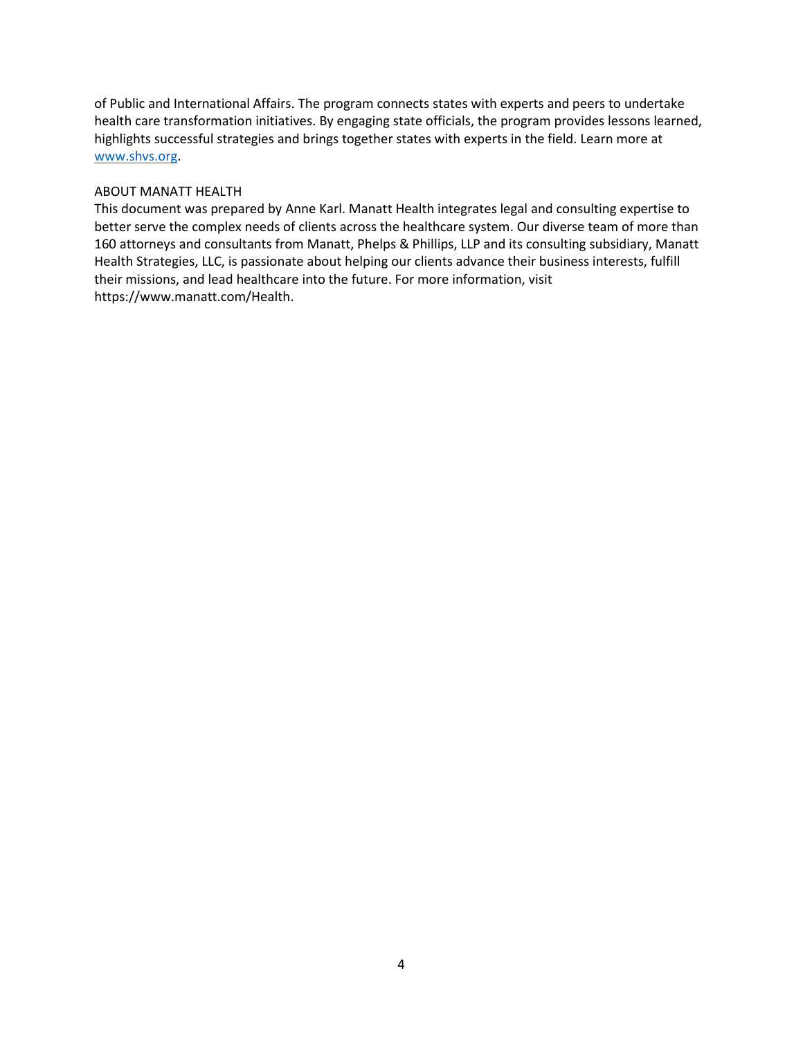of Public and International Affairs. The program connects states with experts and peers to undertake health care transformation initiatives. By engaging state officials, the program provides lessons learned, highlights successful strategies and brings together states with experts in the field. Learn more at [www.shvs.org](http://www.shvs.org).

ABOUT MANATT HEALTH

This document was prepared by Anne Karl. Manatt Health integrates legal and consulting expertise to better serve the complex needs of clients across the healthcare system. Our diverse team of more than 160 attorneys and consultants from Manatt, Phelps & Phillips, LLP and its consulting subsidiary, Manatt Health Strategies, LLC, is passionate about helping our clients advance their business interests, fulfill their missions, and lead healthcare into the future. For more information, visit https://www.manatt.com/Health.